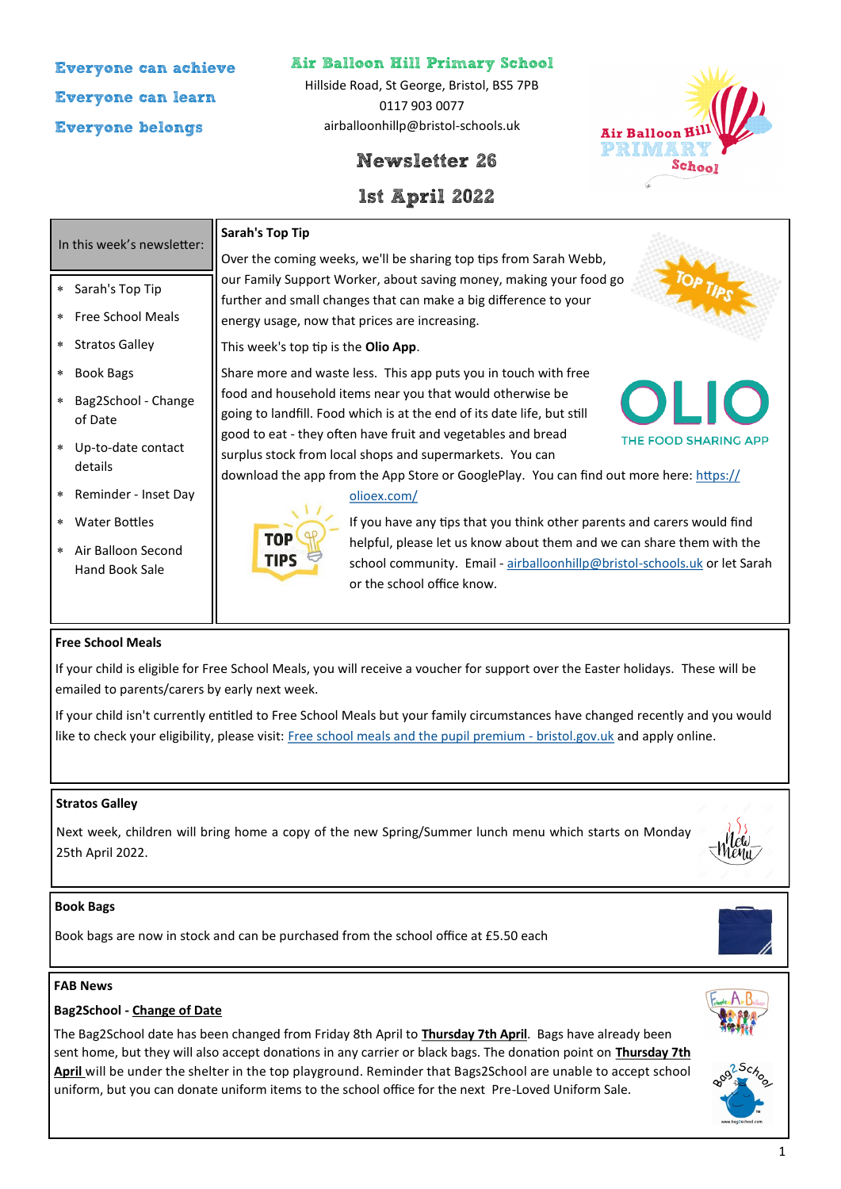Everyone can achieve

Everyone can learn

Everyone belongs

# Air Balloon Hill Primary School

Hillside Road, St George, Bristol, BS5 7PB

0117 903 0077

airballoonhill@bristol-schools.uk

## Newsletter 26

## 1st April 2022

**In this week's newsletter:**

- Sarah's Top Tip
- Free School Meals
- Stratos Galley
- Book Bags
- Bag2School - Change of Date
- Up-to-date contact details
- Reminder - Inset Day
- Water Bottles
- Air Balloon Second Hand Book Sale

### Sarah's Top Tip

Over the coming weeks, we'll be sharing top tips from Sarah Webb, our Family Support Worker, about saving money, making your food go further and small changes that can make a big difference to your energy usage, now that prices are increasing.

This week's top tip is the **Olio App**.

Share more and waste less. This app puts you in touch with free food and household items near you that would otherwise be going to landfill. Food which is at the end of its date life, but still good to eat - they often have fruit and vegetables and bread surplus stock from local shops and supermarkets. You can download the app from the App Store or GooglePlay. You can find out more here: https://olioex.com/

If you have any tips that you think other parents and carers would find helpful, please let us know about them and we can share them with the school community. Email - airballoonhillp@bristol-schools.uk or let Sarah or the school office know.

### Free School Meals

If your child is eligible for Free School Meals, you will receive a voucher for support over the Easter holidays. These will be emailed to parents/carers by early next week.

If your child isn't currently entitled to Free School Meals but your family circumstances have changed recently and you would like to check your eligibility, please visit: Free school meals and the pupil premium - bristol.gov.uk and apply online.

### Stratos Galley

Next week, children will bring home a copy of the new Spring/Summer lunch menu which starts on Monday 25th April 2022.

### Book Bags

Book bags are now in stock and can be purchased from the school office at £5.50 each

### FAB News

**Bag2School - Change of Date**

The Bag2School date has been changed from Friday 8th April to **Thursday 7th April**. Bags have already been sent home, but they will also accept donations in any carrier or black bags. The donation point on **Thursday 7th April** will be under the shelter in the top playground. Reminder that Bags2School are unable to accept school uniform, but you can donate uniform items to the school office for the next Pre-Loved Uniform Sale.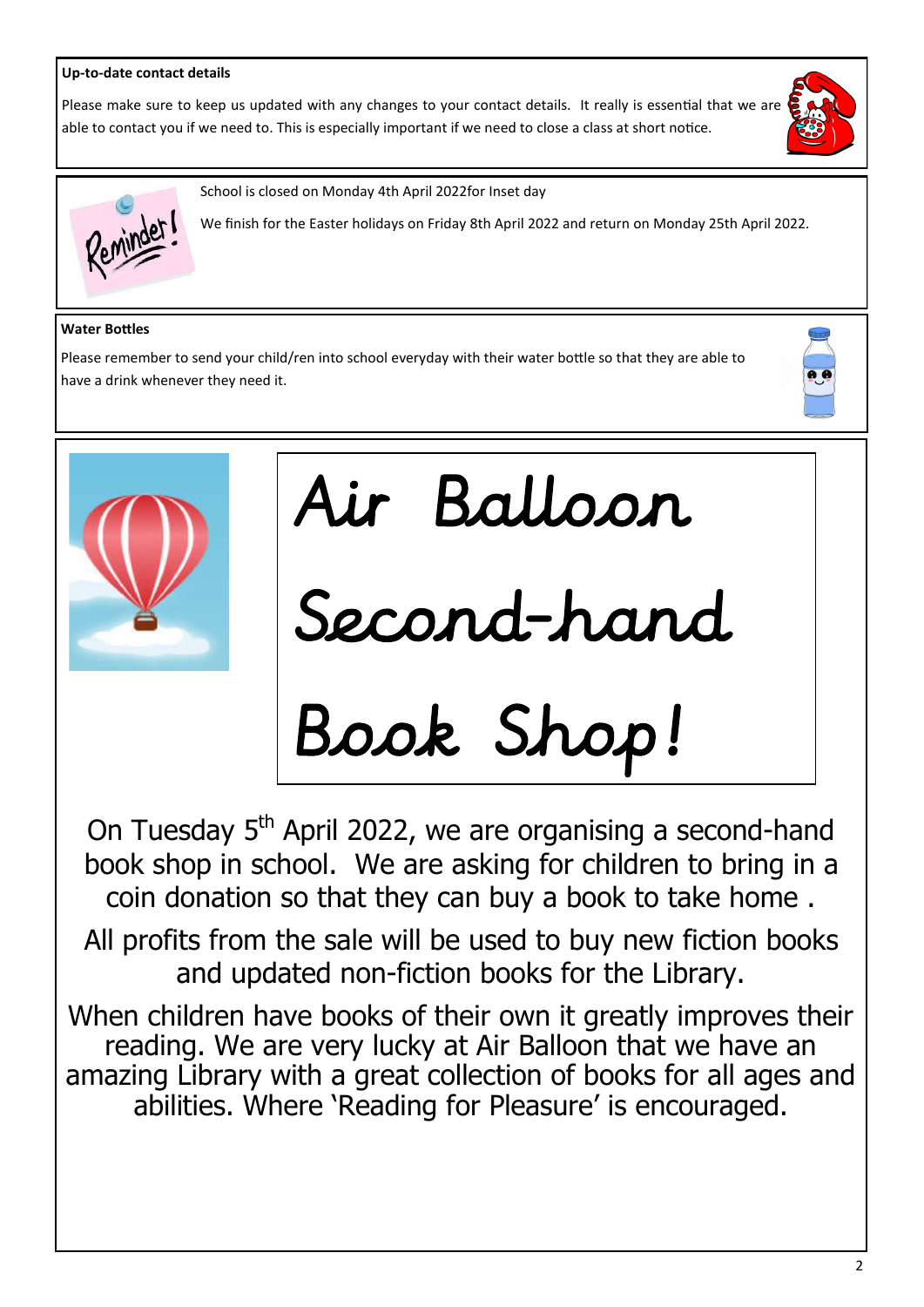**Up-to-date contact details**

Please make sure to keep us updated with any changes to your contact details. It really is essential that we are able to contact you if we need to. This is especially important if we need to close a class at short notice.

School is closed on Monday 4th April 2022for Inset day

We finish for the Easter holidays on Friday 8th April 2022 and return on Monday 25th April 2022.

**Water Bottles**

Please remember to send your child/ren into school everyday with their water bottle so that they are able to have a drink whenever they need it.

# Air Balloon Second-hand Book Shop!

On Tuesday 5th April 2022, we are organising a second-hand book shop in school. We are asking for children to bring in a coin donation so that they can buy a book to take home .

All profits from the sale will be used to buy new fiction books and updated non-fiction books for the Library.

When children have books of their own it greatly improves their reading. We are very lucky at Air Balloon that we have an amazing Library with a great collection of books for all ages and abilities. Where 'Reading for Pleasure' is encouraged.